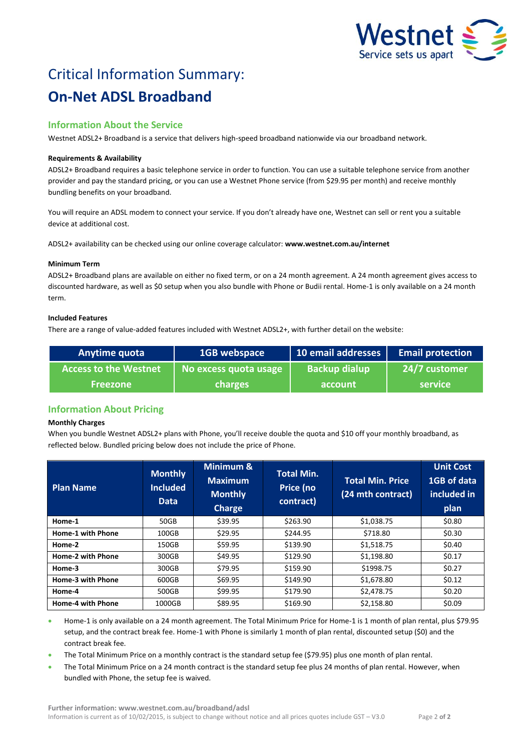Westnet
Service sets us apart

# Critical Information Summary:

# On-Net ADSL Broadband

## Information About the Service

Westnet ADSL2+ Broadband is a service that delivers high-speed broadband nationwide via our broadband network.

**Requirements & Availability**

ADSL2+ Broadband requires a basic telephone service in order to function. You can use a suitable telephone service from another provider and pay the standard pricing, or you can use a Westnet Phone service (from $29.95 per month) and receive monthly bundling benefits on your broadband.

You will require an ADSL modem to connect your service. If you don't already have one, Westnet can sell or rent you a suitable device at additional cost.

ADSL2+ availability can be checked using our online coverage calculator: **www.westnet.com.au/internet**

**Minimum Term**

ADSL2+ Broadband plans are available on either no fixed term, or on a 24 month agreement. A 24 month agreement gives access to discounted hardware, as well as $0 setup when you also bundle with Phone or Budii rental. Home-1 is only available on a 24 month term.

**Included Features**

There are a range of value-added features included with Westnet ADSL2+, with further detail on the website:

| Anytime quota | 1GB webspace | 10 email addresses | Email protection |
|---|---|---|---|
| Access to the Westnet Freezone | No excess quota usage charges | Backup dialup account | 24/7 customer service |

## Information About Pricing

**Monthly Charges**

When you bundle Westnet ADSL2+ plans with Phone, you'll receive double the quota and $10 off your monthly broadband, as reflected below. Bundled pricing below does not include the price of Phone.

| Plan Name | Monthly Included Data | Minimum & Maximum Monthly Charge | Total Min. Price (no contract) | Total Min. Price (24 mth contract) | Unit Cost 1GB of data included in plan |
|---|---|---|---|---|---|
| **Home-1** | 50GB | $39.95 | $263.90 | $1,038.75 | $0.80 |
| **Home-1 with Phone** | 100GB | $29.95 | $244.95 | $718.80 | $0.30 |
| **Home-2** | 150GB | $59.95 | $139.90 | $1,518.75 | $0.40 |
| **Home-2 with Phone** | 300GB | $49.95 | $129.90 | $1,198.80 | $0.17 |
| **Home-3** | 300GB | $79.95 | $159.90 | $1998.75 | $0.27 |
| **Home-3 with Phone** | 600GB | $69.95 | $149.90 | $1,678.80 | $0.12 |
| **Home-4** | 500GB | $99.95 | $179.90 | $2,478.75 | $0.20 |
| **Home-4 with Phone** | 1000GB | $89.95 | $169.90 | $2,158.80 | $0.09 |

- Home-1 is only available on a 24 month agreement. The Total Minimum Price for Home-1 is 1 month of plan rental, plus $79.95 setup, and the contract break fee. Home-1 with Phone is similarly 1 month of plan rental, discounted setup ($0) and the contract break fee.
- The Total Minimum Price on a monthly contract is the standard setup fee ($79.95) plus one month of plan rental.
- The Total Minimum Price on a 24 month contract is the standard setup fee plus 24 months of plan rental. However, when bundled with Phone, the setup fee is waived.

**Further information: www.westnet.com.au/broadband/adsl**

Information is current as of 10/02/2015, is subject to change without notice and all prices quotes include GST – V3.0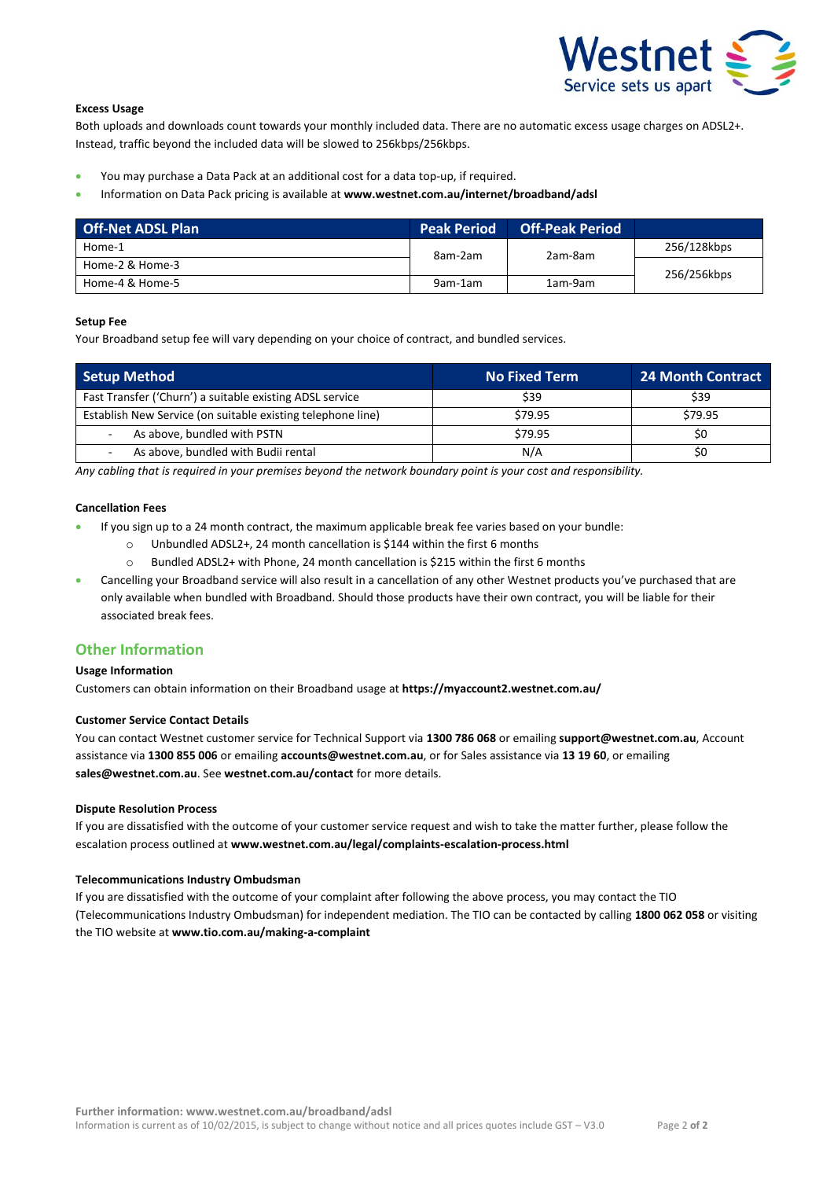**Excess Usage**

Both uploads and downloads count towards your monthly included data. There are no automatic excess usage charges on ADSL2+. Instead, traffic beyond the included data will be slowed to 256kbps/256kbps.

- You may purchase a Data Pack at an additional cost for a data top-up, if required.
- Information on Data Pack pricing is available at **www.westnet.com.au/internet/broadband/adsl**

| Off-Net ADSL Plan | Peak Period | Off-Peak Period | |
|---|---|---|---|
| Home-1 | 8am-2am | 2am-8am | 256/128kbps |
| Home-2 & Home-3 | | | 256/256kbps |
| Home-4 & Home-5 | 9am-1am | 1am-9am | |

**Setup Fee**

Your Broadband setup fee will vary depending on your choice of contract, and bundled services.

| Setup Method | No Fixed Term | 24 Month Contract |
|---|---|---|
| Fast Transfer ('Churn') a suitable existing ADSL service | $39 | $39 |
| Establish New Service (on suitable existing telephone line) | $79.95 | $79.95 |
| - As above, bundled with PSTN | $79.95 | $0 |
| - As above, bundled with Budii rental | N/A | $0 |

*Any cabling that is required in your premises beyond the network boundary point is your cost and responsibility.*

**Cancellation Fees**

- If you sign up to a 24 month contract, the maximum applicable break fee varies based on your bundle:
  - Unbundled ADSL2+, 24 month cancellation is $144 within the first 6 months
  - Bundled ADSL2+ with Phone, 24 month cancellation is $215 within the first 6 months
- Cancelling your Broadband service will also result in a cancellation of any other Westnet products you've purchased that are only available when bundled with Broadband. Should those products have their own contract, you will be liable for their associated break fees.

## Other Information

**Usage Information**

Customers can obtain information on their Broadband usage at **https://myaccount2.westnet.com.au/**

**Customer Service Contact Details**

You can contact Westnet customer service for Technical Support via **1300 786 068** or emailing **support@westnet.com.au**, Account assistance via **1300 855 006** or emailing **accounts@westnet.com.au**, or for Sales assistance via **13 19 60**, or emailing **sales@westnet.com.au**. See **westnet.com.au/contact** for more details.

**Dispute Resolution Process**

If you are dissatisfied with the outcome of your customer service request and wish to take the matter further, please follow the escalation process outlined at **www.westnet.com.au/legal/complaints-escalation-process.html**

**Telecommunications Industry Ombudsman**

If you are dissatisfied with the outcome of your complaint after following the above process, you may contact the TIO (Telecommunications Industry Ombudsman) for independent mediation. The TIO can be contacted by calling **1800 062 058** or visiting the TIO website at **www.tio.com.au/making-a-complaint**

**Further information: www.westnet.com.au/broadband/adsl**
Information is current as of 10/02/2015, is subject to change without notice and all prices quotes include GST – V3.0